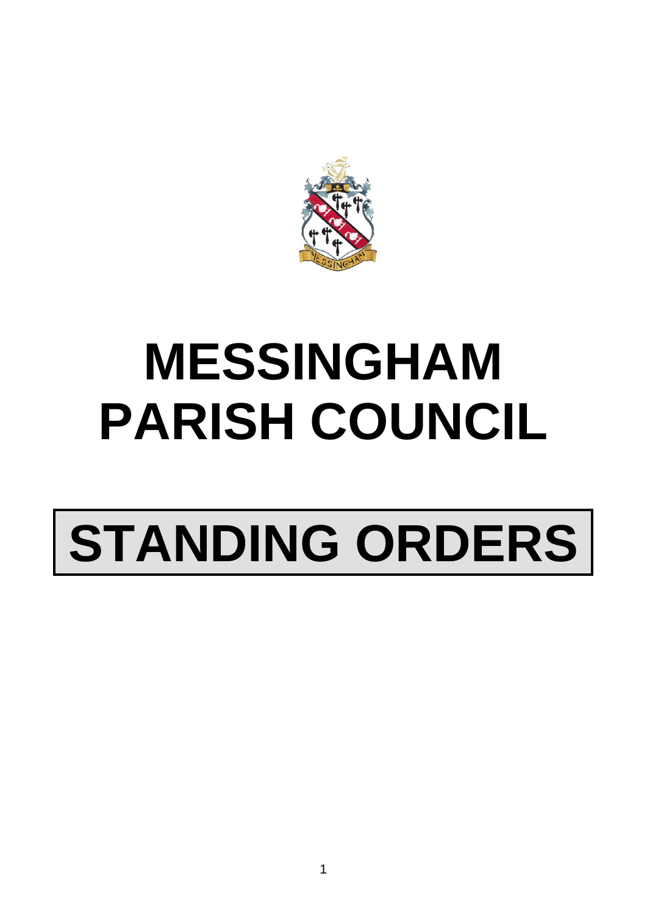# MESSINGHAM PARISH COUNCIL

# STANDING ORDERS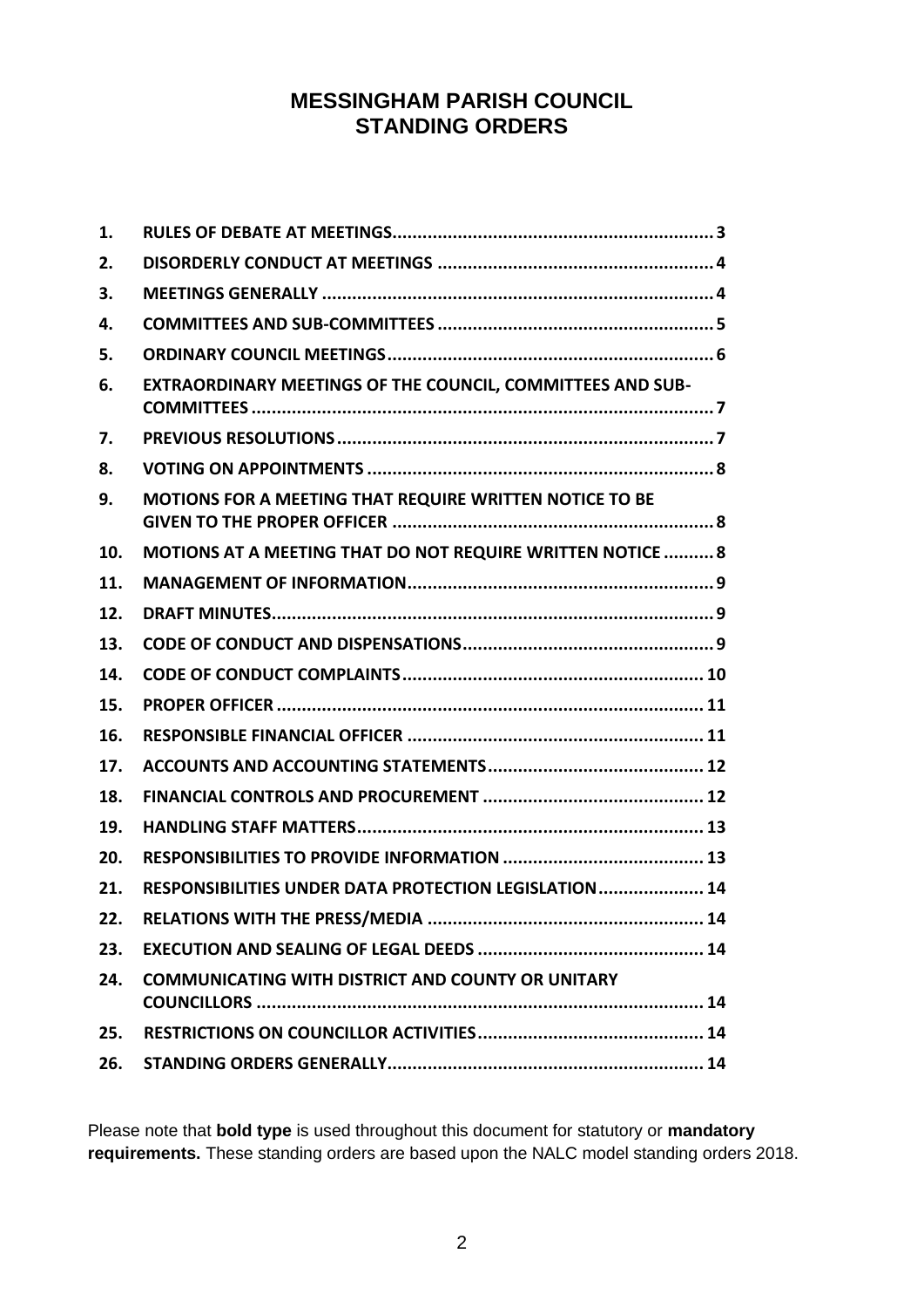# MESSINGHAM PARISH COUNCIL
# STANDING ORDERS

| | | |
|---|---|---|
| 1. | RULES OF DEBATE AT MEETINGS | 3 |
| 2. | DISORDERLY CONDUCT AT MEETINGS | 4 |
| 3. | MEETINGS GENERALLY | 4 |
| 4. | COMMITTEES AND SUB-COMMITTEES | 5 |
| 5. | ORDINARY COUNCIL MEETINGS | 6 |
| 6. | EXTRAORDINARY MEETINGS OF THE COUNCIL, COMMITTEES AND SUB-COMMITTEES | 7 |
| 7. | PREVIOUS RESOLUTIONS | 7 |
| 8. | VOTING ON APPOINTMENTS | 8 |
| 9. | MOTIONS FOR A MEETING THAT REQUIRE WRITTEN NOTICE TO BE GIVEN TO THE PROPER OFFICER | 8 |
| 10. | MOTIONS AT A MEETING THAT DO NOT REQUIRE WRITTEN NOTICE | 8 |
| 11. | MANAGEMENT OF INFORMATION | 9 |
| 12. | DRAFT MINUTES | 9 |
| 13. | CODE OF CONDUCT AND DISPENSATIONS | 9 |
| 14. | CODE OF CONDUCT COMPLAINTS | 10 |
| 15. | PROPER OFFICER | 11 |
| 16. | RESPONSIBLE FINANCIAL OFFICER | 11 |
| 17. | ACCOUNTS AND ACCOUNTING STATEMENTS | 12 |
| 18. | FINANCIAL CONTROLS AND PROCUREMENT | 12 |
| 19. | HANDLING STAFF MATTERS | 13 |
| 20. | RESPONSIBILITIES TO PROVIDE INFORMATION | 13 |
| 21. | RESPONSIBILITIES UNDER DATA PROTECTION LEGISLATION | 14 |
| 22. | RELATIONS WITH THE PRESS/MEDIA | 14 |
| 23. | EXECUTION AND SEALING OF LEGAL DEEDS | 14 |
| 24. | COMMUNICATING WITH DISTRICT AND COUNTY OR UNITARY COUNCILLORS | 14 |
| 25. | RESTRICTIONS ON COUNCILLOR ACTIVITIES | 14 |
| 26. | STANDING ORDERS GENERALLY | 14 |

Please note that **bold type** is used throughout this document for statutory or **mandatory requirements.** These standing orders are based upon the NALC model standing orders 2018.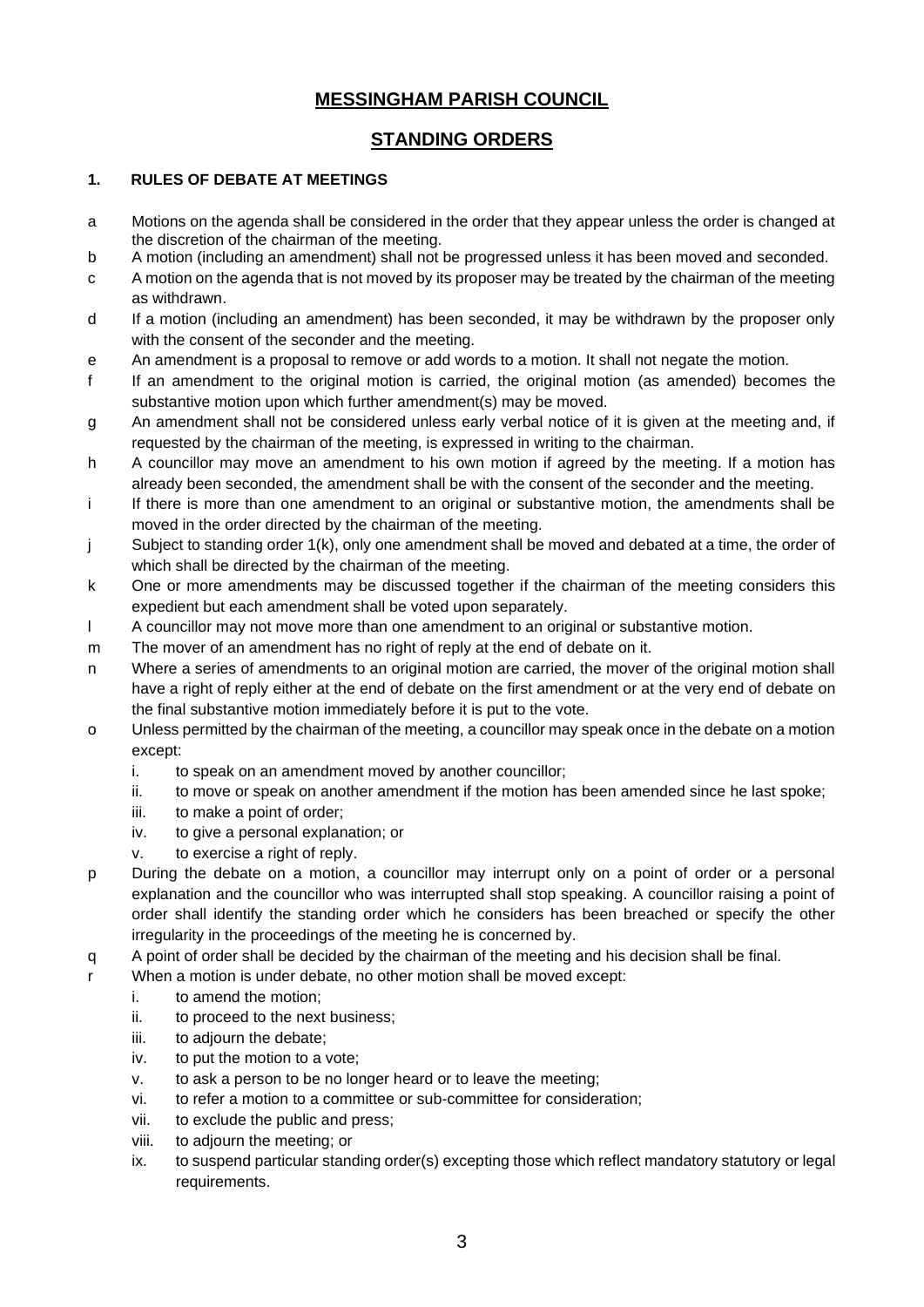# MESSINGHAM PARISH COUNCIL

## STANDING ORDERS

### 1. RULES OF DEBATE AT MEETINGS

- a Motions on the agenda shall be considered in the order that they appear unless the order is changed at the discretion of the chairman of the meeting.
- b A motion (including an amendment) shall not be progressed unless it has been moved and seconded.
- c A motion on the agenda that is not moved by its proposer may be treated by the chairman of the meeting as withdrawn.
- d If a motion (including an amendment) has been seconded, it may be withdrawn by the proposer only with the consent of the seconder and the meeting.
- e An amendment is a proposal to remove or add words to a motion. It shall not negate the motion.
- f If an amendment to the original motion is carried, the original motion (as amended) becomes the substantive motion upon which further amendment(s) may be moved.
- g An amendment shall not be considered unless early verbal notice of it is given at the meeting and, if requested by the chairman of the meeting, is expressed in writing to the chairman.
- h A councillor may move an amendment to his own motion if agreed by the meeting. If a motion has already been seconded, the amendment shall be with the consent of the seconder and the meeting.
- i If there is more than one amendment to an original or substantive motion, the amendments shall be moved in the order directed by the chairman of the meeting.
- j Subject to standing order 1(k), only one amendment shall be moved and debated at a time, the order of which shall be directed by the chairman of the meeting.
- k One or more amendments may be discussed together if the chairman of the meeting considers this expedient but each amendment shall be voted upon separately.
- l A councillor may not move more than one amendment to an original or substantive motion.
- m The mover of an amendment has no right of reply at the end of debate on it.
- n Where a series of amendments to an original motion are carried, the mover of the original motion shall have a right of reply either at the end of debate on the first amendment or at the very end of debate on the final substantive motion immediately before it is put to the vote.
- o Unless permitted by the chairman of the meeting, a councillor may speak once in the debate on a motion except:
  - i. to speak on an amendment moved by another councillor;
  - ii. to move or speak on another amendment if the motion has been amended since he last spoke;
  - iii. to make a point of order;
  - iv. to give a personal explanation; or
  - v. to exercise a right of reply.
- p During the debate on a motion, a councillor may interrupt only on a point of order or a personal explanation and the councillor who was interrupted shall stop speaking. A councillor raising a point of order shall identify the standing order which he considers has been breached or specify the other irregularity in the proceedings of the meeting he is concerned by.
- q A point of order shall be decided by the chairman of the meeting and his decision shall be final.
- r When a motion is under debate, no other motion shall be moved except:
  - i. to amend the motion;
  - ii. to proceed to the next business;
  - iii. to adjourn the debate;
  - iv. to put the motion to a vote;
  - v. to ask a person to be no longer heard or to leave the meeting;
  - vi. to refer a motion to a committee or sub-committee for consideration;
  - vii. to exclude the public and press;
  - viii. to adjourn the meeting; or
  - ix. to suspend particular standing order(s) excepting those which reflect mandatory statutory or legal requirements.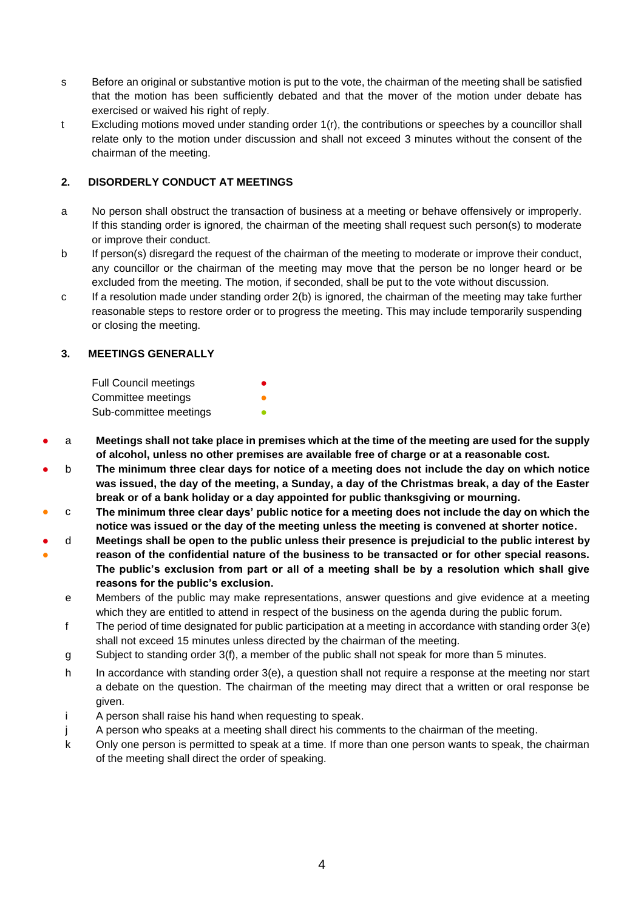s Before an original or substantive motion is put to the vote, the chairman of the meeting shall be satisfied that the motion has been sufficiently debated and that the mover of the motion under debate has exercised or waived his right of reply.

t Excluding motions moved under standing order 1(r), the contributions or speeches by a councillor shall relate only to the motion under discussion and shall not exceed 3 minutes without the consent of the chairman of the meeting.

## 2. DISORDERLY CONDUCT AT MEETINGS

a No person shall obstruct the transaction of business at a meeting or behave offensively or improperly. If this standing order is ignored, the chairman of the meeting shall request such person(s) to moderate or improve their conduct.

b If person(s) disregard the request of the chairman of the meeting to moderate or improve their conduct, any councillor or the chairman of the meeting may move that the person be no longer heard or be excluded from the meeting. The motion, if seconded, shall be put to the vote without discussion.

c If a resolution made under standing order 2(b) is ignored, the chairman of the meeting may take further reasonable steps to restore order or to progress the meeting. This may include temporarily suspending or closing the meeting.

## 3. MEETINGS GENERALLY

Full Council meetings ●
Committee meetings ●
Sub-committee meetings ●

● a **Meetings shall not take place in premises which at the time of the meeting are used for the supply of alcohol, unless no other premises are available free of charge or at a reasonable cost.**

● b **The minimum three clear days for notice of a meeting does not include the day on which notice was issued, the day of the meeting, a Sunday, a day of the Christmas break, a day of the Easter break or of a bank holiday or a day appointed for public thanksgiving or mourning.**

● c **The minimum three clear days' public notice for a meeting does not include the day on which the notice was issued or the day of the meeting unless the meeting is convened at shorter notice.**

● ● d **Meetings shall be open to the public unless their presence is prejudicial to the public interest by reason of the confidential nature of the business to be transacted or for other special reasons. The public's exclusion from part or all of a meeting shall be by a resolution which shall give reasons for the public's exclusion.**

e Members of the public may make representations, answer questions and give evidence at a meeting which they are entitled to attend in respect of the business on the agenda during the public forum.

f The period of time designated for public participation at a meeting in accordance with standing order 3(e) shall not exceed 15 minutes unless directed by the chairman of the meeting.

g Subject to standing order 3(f), a member of the public shall not speak for more than 5 minutes.

h In accordance with standing order 3(e), a question shall not require a response at the meeting nor start a debate on the question. The chairman of the meeting may direct that a written or oral response be given.

i A person shall raise his hand when requesting to speak.

j A person who speaks at a meeting shall direct his comments to the chairman of the meeting.

k Only one person is permitted to speak at a time. If more than one person wants to speak, the chairman of the meeting shall direct the order of speaking.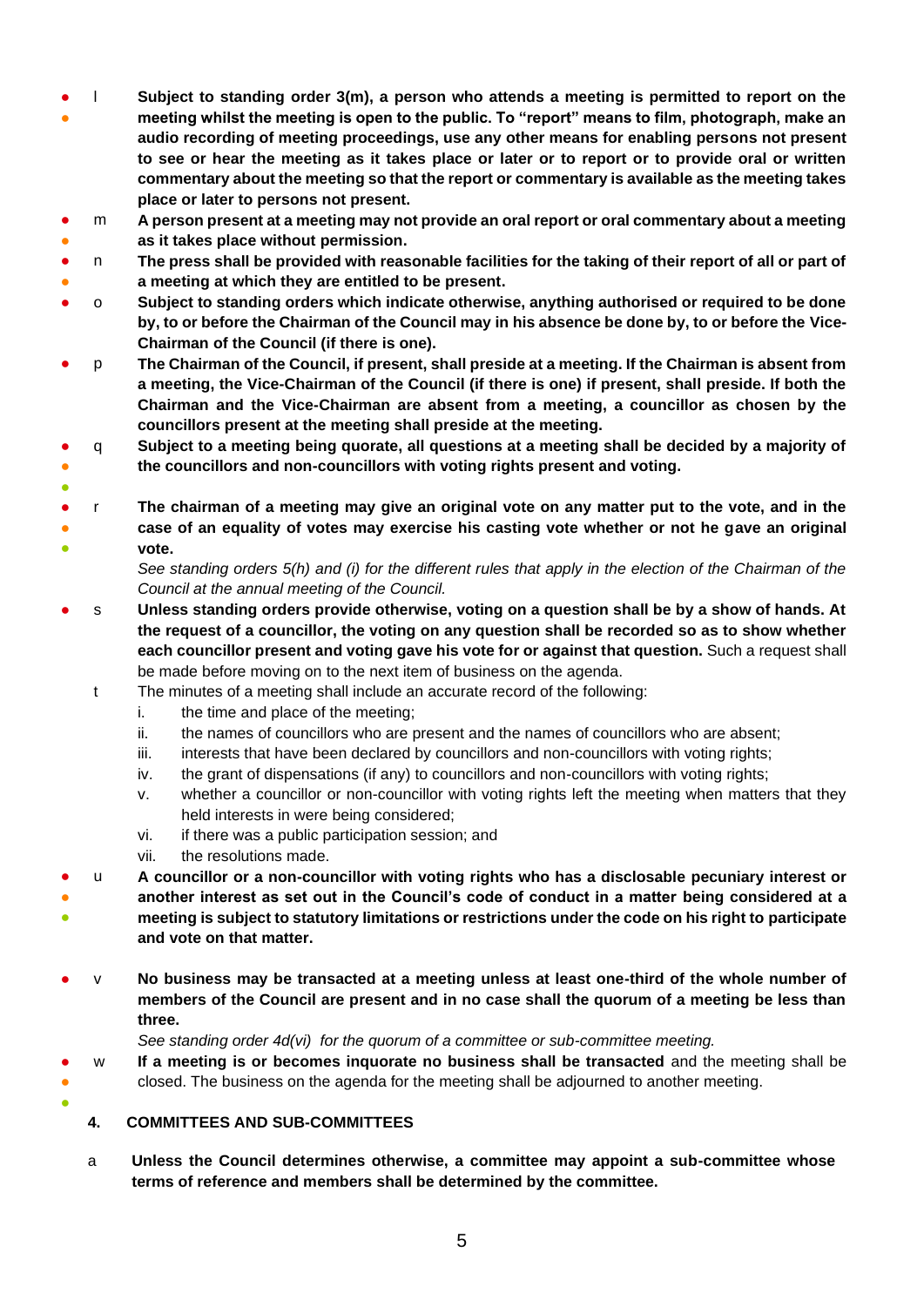- l **Subject to standing order 3(m), a person who attends a meeting is permitted to report on the meeting whilst the meeting is open to the public. To "report" means to film, photograph, make an audio recording of meeting proceedings, use any other means for enabling persons not present to see or hear the meeting as it takes place or later or to report or to provide oral or written commentary about the meeting so that the report or commentary is available as the meeting takes place or later to persons not present.**
- m **A person present at a meeting may not provide an oral report or oral commentary about a meeting as it takes place without permission.**
- n **The press shall be provided with reasonable facilities for the taking of their report of all or part of a meeting at which they are entitled to be present.**
- o **Subject to standing orders which indicate otherwise, anything authorised or required to be done by, to or before the Chairman of the Council may in his absence be done by, to or before the Vice-Chairman of the Council (if there is one).**
- p **The Chairman of the Council, if present, shall preside at a meeting. If the Chairman is absent from a meeting, the Vice-Chairman of the Council (if there is one) if present, shall preside. If both the Chairman and the Vice-Chairman are absent from a meeting, a councillor as chosen by the councillors present at the meeting shall preside at the meeting.**
- q **Subject to a meeting being quorate, all questions at a meeting shall be decided by a majority of the councillors and non-councillors with voting rights present and voting.**
- r **The chairman of a meeting may give an original vote on any matter put to the vote, and in the case of an equality of votes may exercise his casting vote whether or not he gave an original vote.**

  *See standing orders 5(h) and (i) for the different rules that apply in the election of the Chairman of the Council at the annual meeting of the Council.*
- s **Unless standing orders provide otherwise, voting on a question shall be by a show of hands. At the request of a councillor, the voting on any question shall be recorded so as to show whether each councillor present and voting gave his vote for or against that question.** Such a request shall be made before moving on to the next item of business on the agenda.
- t The minutes of a meeting shall include an accurate record of the following:
  - i. the time and place of the meeting;
  - ii. the names of councillors who are present and the names of councillors who are absent;
  - iii. interests that have been declared by councillors and non-councillors with voting rights;
  - iv. the grant of dispensations (if any) to councillors and non-councillors with voting rights;
  - v. whether a councillor or non-councillor with voting rights left the meeting when matters that they held interests in were being considered;
  - vi. if there was a public participation session; and
  - vii. the resolutions made.
- u **A councillor or a non-councillor with voting rights who has a disclosable pecuniary interest or another interest as set out in the Council's code of conduct in a matter being considered at a meeting is subject to statutory limitations or restrictions under the code on his right to participate and vote on that matter.**
- v **No business may be transacted at a meeting unless at least one-third of the whole number of members of the Council are present and in no case shall the quorum of a meeting be less than three.**

  *See standing order 4d(vi) for the quorum of a committee or sub-committee meeting.*
- w **If a meeting is or becomes inquorate no business shall be transacted** and the meeting shall be closed. The business on the agenda for the meeting shall be adjourned to another meeting.

## 4. COMMITTEES AND SUB-COMMITTEES

a **Unless the Council determines otherwise, a committee may appoint a sub-committee whose terms of reference and members shall be determined by the committee.**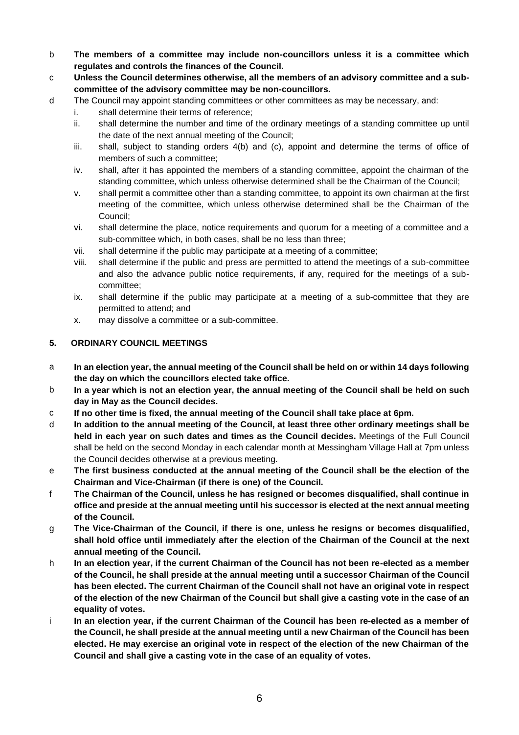b **The members of a committee may include non-councillors unless it is a committee which regulates and controls the finances of the Council.**

c **Unless the Council determines otherwise, all the members of an advisory committee and a sub-committee of the advisory committee may be non-councillors.**

d The Council may appoint standing committees or other committees as may be necessary, and:

   i. shall determine their terms of reference;
   ii. shall determine the number and time of the ordinary meetings of a standing committee up until the date of the next annual meeting of the Council;
   iii. shall, subject to standing orders 4(b) and (c), appoint and determine the terms of office of members of such a committee;
   iv. shall, after it has appointed the members of a standing committee, appoint the chairman of the standing committee, which unless otherwise determined shall be the Chairman of the Council;
   v. shall permit a committee other than a standing committee, to appoint its own chairman at the first meeting of the committee, which unless otherwise determined shall be the Chairman of the Council;
   vi. shall determine the place, notice requirements and quorum for a meeting of a committee and a sub-committee which, in both cases, shall be no less than three;
   vii. shall determine if the public may participate at a meeting of a committee;
   viii. shall determine if the public and press are permitted to attend the meetings of a sub-committee and also the advance public notice requirements, if any, required for the meetings of a sub-committee;
   ix. shall determine if the public may participate at a meeting of a sub-committee that they are permitted to attend; and
   x. may dissolve a committee or a sub-committee.

## 5. ORDINARY COUNCIL MEETINGS

a **In an election year, the annual meeting of the Council shall be held on or within 14 days following the day on which the councillors elected take office.**

b **In a year which is not an election year, the annual meeting of the Council shall be held on such day in May as the Council decides.**

c **If no other time is fixed, the annual meeting of the Council shall take place at 6pm.**

d **In addition to the annual meeting of the Council, at least three other ordinary meetings shall be held in each year on such dates and times as the Council decides.** Meetings of the Full Council shall be held on the second Monday in each calendar month at Messingham Village Hall at 7pm unless the Council decides otherwise at a previous meeting.

e **The first business conducted at the annual meeting of the Council shall be the election of the Chairman and Vice-Chairman (if there is one) of the Council.**

f **The Chairman of the Council, unless he has resigned or becomes disqualified, shall continue in office and preside at the annual meeting until his successor is elected at the next annual meeting of the Council.**

g **The Vice-Chairman of the Council, if there is one, unless he resigns or becomes disqualified, shall hold office until immediately after the election of the Chairman of the Council at the next annual meeting of the Council.**

h **In an election year, if the current Chairman of the Council has not been re-elected as a member of the Council, he shall preside at the annual meeting until a successor Chairman of the Council has been elected. The current Chairman of the Council shall not have an original vote in respect of the election of the new Chairman of the Council but shall give a casting vote in the case of an equality of votes.**

i **In an election year, if the current Chairman of the Council has been re-elected as a member of the Council, he shall preside at the annual meeting until a new Chairman of the Council has been elected. He may exercise an original vote in respect of the election of the new Chairman of the Council and shall give a casting vote in the case of an equality of votes.**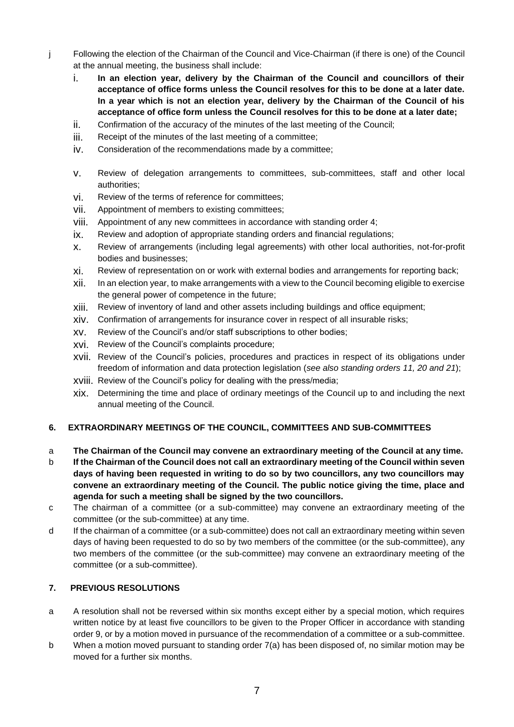j Following the election of the Chairman of the Council and Vice-Chairman (if there is one) of the Council at the annual meeting, the business shall include:

i. **In an election year, delivery by the Chairman of the Council and councillors of their acceptance of office forms unless the Council resolves for this to be done at a later date. In a year which is not an election year, delivery by the Chairman of the Council of his acceptance of office form unless the Council resolves for this to be done at a later date;**

ii. Confirmation of the accuracy of the minutes of the last meeting of the Council;

iii. Receipt of the minutes of the last meeting of a committee;

iv. Consideration of the recommendations made by a committee;

v. Review of delegation arrangements to committees, sub-committees, staff and other local authorities;

vi. Review of the terms of reference for committees;

vii. Appointment of members to existing committees;

viii. Appointment of any new committees in accordance with standing order 4;

ix. Review and adoption of appropriate standing orders and financial regulations;

x. Review of arrangements (including legal agreements) with other local authorities, not-for-profit bodies and businesses;

xi. Review of representation on or work with external bodies and arrangements for reporting back;

xii. In an election year, to make arrangements with a view to the Council becoming eligible to exercise the general power of competence in the future;

xiii. Review of inventory of land and other assets including buildings and office equipment;

xiv. Confirmation of arrangements for insurance cover in respect of all insurable risks;

xv. Review of the Council's and/or staff subscriptions to other bodies;

xvi. Review of the Council's complaints procedure;

xvii. Review of the Council's policies, procedures and practices in respect of its obligations under freedom of information and data protection legislation (*see also standing orders 11, 20 and 21*);

xviii. Review of the Council's policy for dealing with the press/media;

xix. Determining the time and place of ordinary meetings of the Council up to and including the next annual meeting of the Council.

## 6. EXTRAORDINARY MEETINGS OF THE COUNCIL, COMMITTEES AND SUB-COMMITTEES

a **The Chairman of the Council may convene an extraordinary meeting of the Council at any time.**

b **If the Chairman of the Council does not call an extraordinary meeting of the Council within seven days of having been requested in writing to do so by two councillors, any two councillors may convene an extraordinary meeting of the Council. The public notice giving the time, place and agenda for such a meeting shall be signed by the two councillors.**

c The chairman of a committee (or a sub-committee) may convene an extraordinary meeting of the committee (or the sub-committee) at any time.

d If the chairman of a committee (or a sub-committee) does not call an extraordinary meeting within seven days of having been requested to do so by two members of the committee (or the sub-committee), any two members of the committee (or the sub-committee) may convene an extraordinary meeting of the committee (or a sub-committee).

## 7. PREVIOUS RESOLUTIONS

a A resolution shall not be reversed within six months except either by a special motion, which requires written notice by at least five councillors to be given to the Proper Officer in accordance with standing order 9, or by a motion moved in pursuance of the recommendation of a committee or a sub-committee.

b When a motion moved pursuant to standing order 7(a) has been disposed of, no similar motion may be moved for a further six months.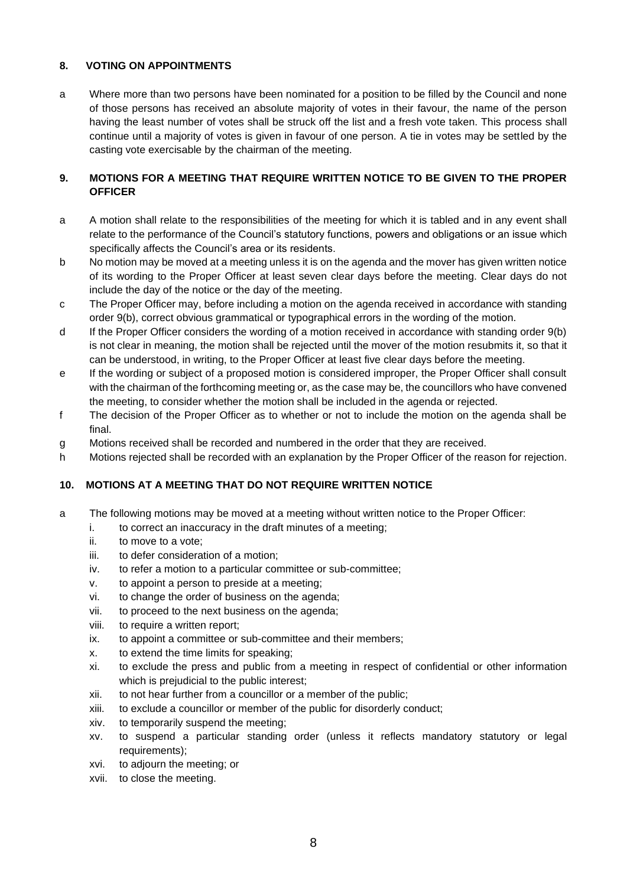## 8. VOTING ON APPOINTMENTS

a Where more than two persons have been nominated for a position to be filled by the Council and none of those persons has received an absolute majority of votes in their favour, the name of the person having the least number of votes shall be struck off the list and a fresh vote taken. This process shall continue until a majority of votes is given in favour of one person. A tie in votes may be settled by the casting vote exercisable by the chairman of the meeting.

## 9. MOTIONS FOR A MEETING THAT REQUIRE WRITTEN NOTICE TO BE GIVEN TO THE PROPER OFFICER

a A motion shall relate to the responsibilities of the meeting for which it is tabled and in any event shall relate to the performance of the Council's statutory functions, powers and obligations or an issue which specifically affects the Council's area or its residents.

b No motion may be moved at a meeting unless it is on the agenda and the mover has given written notice of its wording to the Proper Officer at least seven clear days before the meeting. Clear days do not include the day of the notice or the day of the meeting.

c The Proper Officer may, before including a motion on the agenda received in accordance with standing order 9(b), correct obvious grammatical or typographical errors in the wording of the motion.

d If the Proper Officer considers the wording of a motion received in accordance with standing order 9(b) is not clear in meaning, the motion shall be rejected until the mover of the motion resubmits it, so that it can be understood, in writing, to the Proper Officer at least five clear days before the meeting.

e If the wording or subject of a proposed motion is considered improper, the Proper Officer shall consult with the chairman of the forthcoming meeting or, as the case may be, the councillors who have convened the meeting, to consider whether the motion shall be included in the agenda or rejected.

f The decision of the Proper Officer as to whether or not to include the motion on the agenda shall be final.

g Motions received shall be recorded and numbered in the order that they are received.

h Motions rejected shall be recorded with an explanation by the Proper Officer of the reason for rejection.

## 10. MOTIONS AT A MEETING THAT DO NOT REQUIRE WRITTEN NOTICE

a The following motions may be moved at a meeting without written notice to the Proper Officer:

i. to correct an inaccuracy in the draft minutes of a meeting;
ii. to move to a vote;
iii. to defer consideration of a motion;
iv. to refer a motion to a particular committee or sub-committee;
v. to appoint a person to preside at a meeting;
vi. to change the order of business on the agenda;
vii. to proceed to the next business on the agenda;
viii. to require a written report;
ix. to appoint a committee or sub-committee and their members;
x. to extend the time limits for speaking;
xi. to exclude the press and public from a meeting in respect of confidential or other information which is prejudicial to the public interest;
xii. to not hear further from a councillor or a member of the public;
xiii. to exclude a councillor or member of the public for disorderly conduct;
xiv. to temporarily suspend the meeting;
xv. to suspend a particular standing order (unless it reflects mandatory statutory or legal requirements);
xvi. to adjourn the meeting; or
xvii. to close the meeting.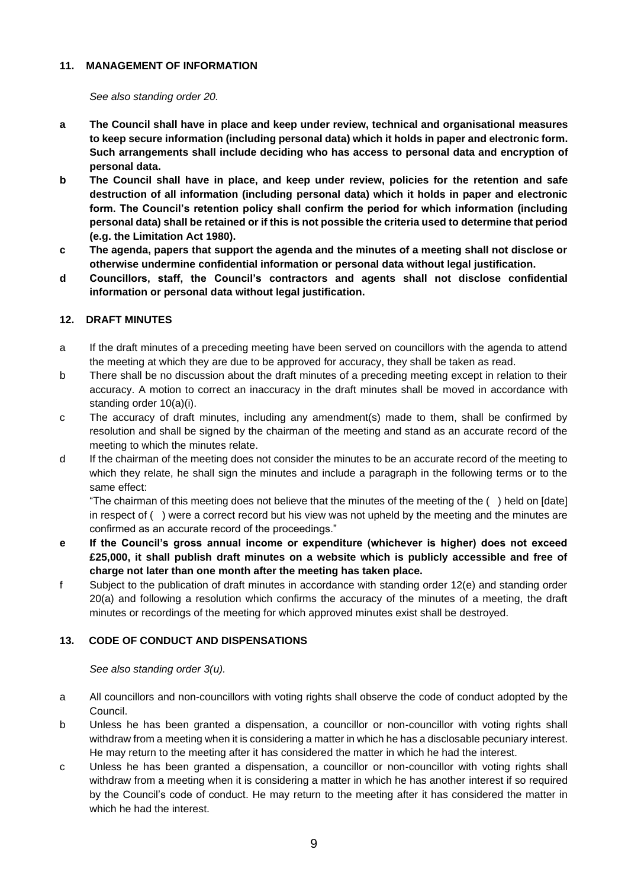## 11. MANAGEMENT OF INFORMATION

*See also standing order 20.*

- **a** **The Council shall have in place and keep under review, technical and organisational measures to keep secure information (including personal data) which it holds in paper and electronic form. Such arrangements shall include deciding who has access to personal data and encryption of personal data.**
- **b** **The Council shall have in place, and keep under review, policies for the retention and safe destruction of all information (including personal data) which it holds in paper and electronic form. The Council's retention policy shall confirm the period for which information (including personal data) shall be retained or if this is not possible the criteria used to determine that period (e.g. the Limitation Act 1980).**
- **c** **The agenda, papers that support the agenda and the minutes of a meeting shall not disclose or otherwise undermine confidential information or personal data without legal justification.**
- **d** **Councillors, staff, the Council's contractors and agents shall not disclose confidential information or personal data without legal justification.**

## 12. DRAFT MINUTES

- a If the draft minutes of a preceding meeting have been served on councillors with the agenda to attend the meeting at which they are due to be approved for accuracy, they shall be taken as read.
- b There shall be no discussion about the draft minutes of a preceding meeting except in relation to their accuracy. A motion to correct an inaccuracy in the draft minutes shall be moved in accordance with standing order 10(a)(i).
- c The accuracy of draft minutes, including any amendment(s) made to them, shall be confirmed by resolution and shall be signed by the chairman of the meeting and stand as an accurate record of the meeting to which the minutes relate.
- d If the chairman of the meeting does not consider the minutes to be an accurate record of the meeting to which they relate, he shall sign the minutes and include a paragraph in the following terms or to the same effect:

  "The chairman of this meeting does not believe that the minutes of the meeting of the ( ) held on [date] in respect of ( ) were a correct record but his view was not upheld by the meeting and the minutes are confirmed as an accurate record of the proceedings."
- **e** **If the Council's gross annual income or expenditure (whichever is higher) does not exceed £25,000, it shall publish draft minutes on a website which is publicly accessible and free of charge not later than one month after the meeting has taken place.**
- f Subject to the publication of draft minutes in accordance with standing order 12(e) and standing order 20(a) and following a resolution which confirms the accuracy of the minutes of a meeting, the draft minutes or recordings of the meeting for which approved minutes exist shall be destroyed.

## 13. CODE OF CONDUCT AND DISPENSATIONS

*See also standing order 3(u).*

- a All councillors and non-councillors with voting rights shall observe the code of conduct adopted by the Council.
- b Unless he has been granted a dispensation, a councillor or non-councillor with voting rights shall withdraw from a meeting when it is considering a matter in which he has a disclosable pecuniary interest. He may return to the meeting after it has considered the matter in which he had the interest.
- c Unless he has been granted a dispensation, a councillor or non-councillor with voting rights shall withdraw from a meeting when it is considering a matter in which he has another interest if so required by the Council's code of conduct. He may return to the meeting after it has considered the matter in which he had the interest.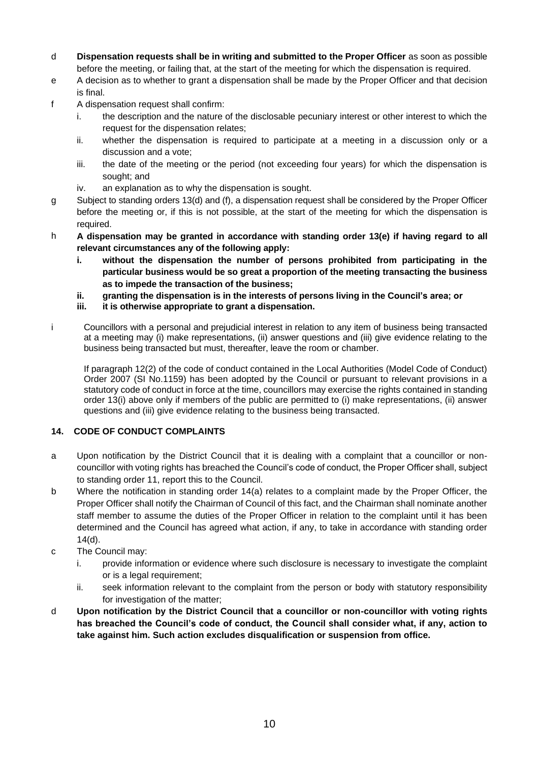d **Dispensation requests shall be in writing and submitted to the Proper Officer** as soon as possible before the meeting, or failing that, at the start of the meeting for which the dispensation is required.

e A decision as to whether to grant a dispensation shall be made by the Proper Officer and that decision is final.

f A dispensation request shall confirm:

- i. the description and the nature of the disclosable pecuniary interest or other interest to which the request for the dispensation relates;
- ii. whether the dispensation is required to participate at a meeting in a discussion only or a discussion and a vote;
- iii. the date of the meeting or the period (not exceeding four years) for which the dispensation is sought; and
- iv. an explanation as to why the dispensation is sought.

g Subject to standing orders 13(d) and (f), a dispensation request shall be considered by the Proper Officer before the meeting or, if this is not possible, at the start of the meeting for which the dispensation is required.

h **A dispensation may be granted in accordance with standing order 13(e) if having regard to all relevant circumstances any of the following apply:**

- **i. without the dispensation the number of persons prohibited from participating in the particular business would be so great a proportion of the meeting transacting the business as to impede the transaction of the business;**
- **ii. granting the dispensation is in the interests of persons living in the Council's area; or**
- **iii. it is otherwise appropriate to grant a dispensation.**

i Councillors with a personal and prejudicial interest in relation to any item of business being transacted at a meeting may (i) make representations, (ii) answer questions and (iii) give evidence relating to the business being transacted but must, thereafter, leave the room or chamber.

If paragraph 12(2) of the code of conduct contained in the Local Authorities (Model Code of Conduct) Order 2007 (SI No.1159) has been adopted by the Council or pursuant to relevant provisions in a statutory code of conduct in force at the time, councillors may exercise the rights contained in standing order 13(i) above only if members of the public are permitted to (i) make representations, (ii) answer questions and (iii) give evidence relating to the business being transacted.

## 14. CODE OF CONDUCT COMPLAINTS

a Upon notification by the District Council that it is dealing with a complaint that a councillor or non-councillor with voting rights has breached the Council's code of conduct, the Proper Officer shall, subject to standing order 11, report this to the Council.

b Where the notification in standing order 14(a) relates to a complaint made by the Proper Officer, the Proper Officer shall notify the Chairman of Council of this fact, and the Chairman shall nominate another staff member to assume the duties of the Proper Officer in relation to the complaint until it has been determined and the Council has agreed what action, if any, to take in accordance with standing order 14(d).

c The Council may:

- i. provide information or evidence where such disclosure is necessary to investigate the complaint or is a legal requirement;
- ii. seek information relevant to the complaint from the person or body with statutory responsibility for investigation of the matter;

d **Upon notification by the District Council that a councillor or non-councillor with voting rights has breached the Council's code of conduct, the Council shall consider what, if any, action to take against him. Such action excludes disqualification or suspension from office.**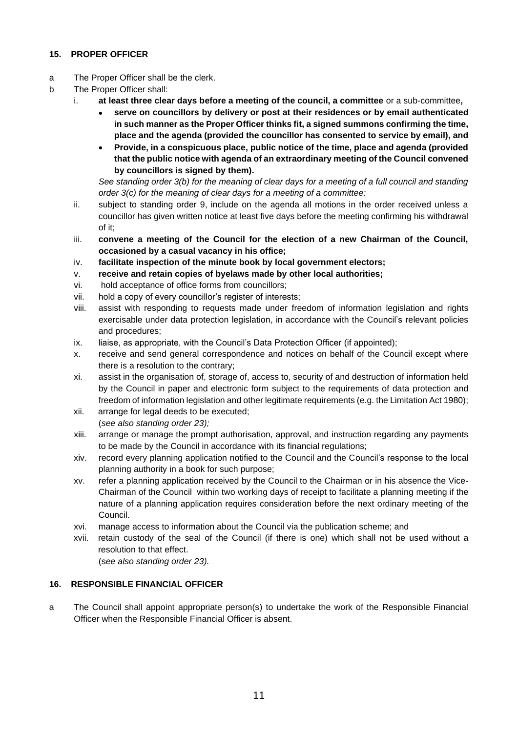## 15. PROPER OFFICER

a The Proper Officer shall be the clerk.

b The Proper Officer shall:

i. **at least three clear days before a meeting of the council, a committee** or a sub-committee**,**

- **serve on councillors by delivery or post at their residences or by email authenticated in such manner as the Proper Officer thinks fit, a signed summons confirming the time, place and the agenda (provided the councillor has consented to service by email), and**
- **Provide, in a conspicuous place, public notice of the time, place and agenda (provided that the public notice with agenda of an extraordinary meeting of the Council convened by councillors is signed by them).**

*See standing order 3(b) for the meaning of clear days for a meeting of a full council and standing order 3(c) for the meaning of clear days for a meeting of a committee;*

ii. subject to standing order 9, include on the agenda all motions in the order received unless a councillor has given written notice at least five days before the meeting confirming his withdrawal of it;

iii. **convene a meeting of the Council for the election of a new Chairman of the Council, occasioned by a casual vacancy in his office;**

iv. **facilitate inspection of the minute book by local government electors;**

v. **receive and retain copies of byelaws made by other local authorities;**

vi. hold acceptance of office forms from councillors;

vii. hold a copy of every councillor's register of interests;

viii. assist with responding to requests made under freedom of information legislation and rights exercisable under data protection legislation, in accordance with the Council's relevant policies and procedures;

ix. liaise, as appropriate, with the Council's Data Protection Officer (if appointed);

x. receive and send general correspondence and notices on behalf of the Council except where there is a resolution to the contrary;

xi. assist in the organisation of, storage of, access to, security of and destruction of information held by the Council in paper and electronic form subject to the requirements of data protection and freedom of information legislation and other legitimate requirements (e.g. the Limitation Act 1980);

xii. arrange for legal deeds to be executed;
(*see also standing order 23);*

xiii. arrange or manage the prompt authorisation, approval, and instruction regarding any payments to be made by the Council in accordance with its financial regulations;

xiv. record every planning application notified to the Council and the Council's response to the local planning authority in a book for such purpose;

xv. refer a planning application received by the Council to the Chairman or in his absence the Vice-Chairman of the Council within two working days of receipt to facilitate a planning meeting if the nature of a planning application requires consideration before the next ordinary meeting of the Council.

xvi. manage access to information about the Council via the publication scheme; and

xvii. retain custody of the seal of the Council (if there is one) which shall not be used without a resolution to that effect.
(*see also standing order 23).*

## 16. RESPONSIBLE FINANCIAL OFFICER

a The Council shall appoint appropriate person(s) to undertake the work of the Responsible Financial Officer when the Responsible Financial Officer is absent.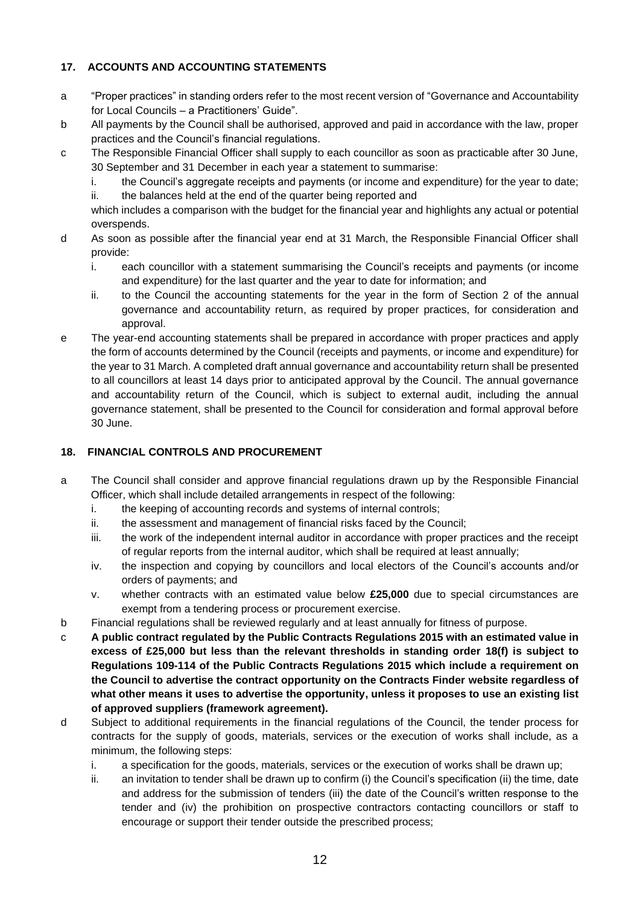## 17. ACCOUNTS AND ACCOUNTING STATEMENTS

a "Proper practices" in standing orders refer to the most recent version of "Governance and Accountability for Local Councils – a Practitioners' Guide".

b All payments by the Council shall be authorised, approved and paid in accordance with the law, proper practices and the Council's financial regulations.

c The Responsible Financial Officer shall supply to each councillor as soon as practicable after 30 June, 30 September and 31 December in each year a statement to summarise:
   i. the Council's aggregate receipts and payments (or income and expenditure) for the year to date;
   ii. the balances held at the end of the quarter being reported and

   which includes a comparison with the budget for the financial year and highlights any actual or potential overspends.

d As soon as possible after the financial year end at 31 March, the Responsible Financial Officer shall provide:
   i. each councillor with a statement summarising the Council's receipts and payments (or income and expenditure) for the last quarter and the year to date for information; and
   ii. to the Council the accounting statements for the year in the form of Section 2 of the annual governance and accountability return, as required by proper practices, for consideration and approval.

e The year-end accounting statements shall be prepared in accordance with proper practices and apply the form of accounts determined by the Council (receipts and payments, or income and expenditure) for the year to 31 March. A completed draft annual governance and accountability return shall be presented to all councillors at least 14 days prior to anticipated approval by the Council. The annual governance and accountability return of the Council, which is subject to external audit, including the annual governance statement, shall be presented to the Council for consideration and formal approval before 30 June.

## 18. FINANCIAL CONTROLS AND PROCUREMENT

a The Council shall consider and approve financial regulations drawn up by the Responsible Financial Officer, which shall include detailed arrangements in respect of the following:
   i. the keeping of accounting records and systems of internal controls;
   ii. the assessment and management of financial risks faced by the Council;
   iii. the work of the independent internal auditor in accordance with proper practices and the receipt of regular reports from the internal auditor, which shall be required at least annually;
   iv. the inspection and copying by councillors and local electors of the Council's accounts and/or orders of payments; and
   v. whether contracts with an estimated value below **£25,000** due to special circumstances are exempt from a tendering process or procurement exercise.

b Financial regulations shall be reviewed regularly and at least annually for fitness of purpose.

c **A public contract regulated by the Public Contracts Regulations 2015 with an estimated value in excess of £25,000 but less than the relevant thresholds in standing order 18(f) is subject to Regulations 109-114 of the Public Contracts Regulations 2015 which include a requirement on the Council to advertise the contract opportunity on the Contracts Finder website regardless of what other means it uses to advertise the opportunity, unless it proposes to use an existing list of approved suppliers (framework agreement).**

d Subject to additional requirements in the financial regulations of the Council, the tender process for contracts for the supply of goods, materials, services or the execution of works shall include, as a minimum, the following steps:
   i. a specification for the goods, materials, services or the execution of works shall be drawn up;
   ii. an invitation to tender shall be drawn up to confirm (i) the Council's specification (ii) the time, date and address for the submission of tenders (iii) the date of the Council's written response to the tender and (iv) the prohibition on prospective contractors contacting councillors or staff to encourage or support their tender outside the prescribed process;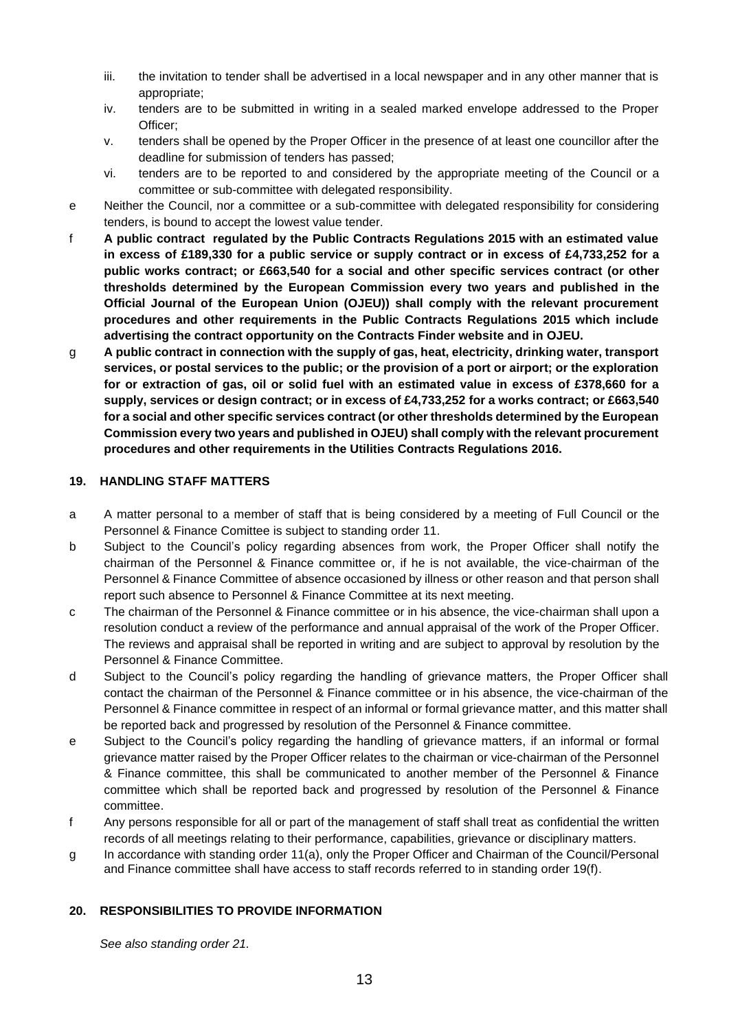iii. the invitation to tender shall be advertised in a local newspaper and in any other manner that is appropriate;

iv. tenders are to be submitted in writing in a sealed marked envelope addressed to the Proper Officer;

v. tenders shall be opened by the Proper Officer in the presence of at least one councillor after the deadline for submission of tenders has passed;

vi. tenders are to be reported to and considered by the appropriate meeting of the Council or a committee or sub-committee with delegated responsibility.

e Neither the Council, nor a committee or a sub-committee with delegated responsibility for considering tenders, is bound to accept the lowest value tender.

f **A public contract regulated by the Public Contracts Regulations 2015 with an estimated value in excess of £189,330 for a public service or supply contract or in excess of £4,733,252 for a public works contract; or £663,540 for a social and other specific services contract (or other thresholds determined by the European Commission every two years and published in the Official Journal of the European Union (OJEU)) shall comply with the relevant procurement procedures and other requirements in the Public Contracts Regulations 2015 which include advertising the contract opportunity on the Contracts Finder website and in OJEU.**

g **A public contract in connection with the supply of gas, heat, electricity, drinking water, transport services, or postal services to the public; or the provision of a port or airport; or the exploration for or extraction of gas, oil or solid fuel with an estimated value in excess of £378,660 for a supply, services or design contract; or in excess of £4,733,252 for a works contract; or £663,540 for a social and other specific services contract (or other thresholds determined by the European Commission every two years and published in OJEU) shall comply with the relevant procurement procedures and other requirements in the Utilities Contracts Regulations 2016.**

## 19. HANDLING STAFF MATTERS

a A matter personal to a member of staff that is being considered by a meeting of Full Council or the Personnel & Finance Comittee is subject to standing order 11.

b Subject to the Council's policy regarding absences from work, the Proper Officer shall notify the chairman of the Personnel & Finance committee or, if he is not available, the vice-chairman of the Personnel & Finance Committee of absence occasioned by illness or other reason and that person shall report such absence to Personnel & Finance Committee at its next meeting.

c The chairman of the Personnel & Finance committee or in his absence, the vice-chairman shall upon a resolution conduct a review of the performance and annual appraisal of the work of the Proper Officer. The reviews and appraisal shall be reported in writing and are subject to approval by resolution by the Personnel & Finance Committee.

d Subject to the Council's policy regarding the handling of grievance matters, the Proper Officer shall contact the chairman of the Personnel & Finance committee or in his absence, the vice-chairman of the Personnel & Finance committee in respect of an informal or formal grievance matter, and this matter shall be reported back and progressed by resolution of the Personnel & Finance committee.

e Subject to the Council's policy regarding the handling of grievance matters, if an informal or formal grievance matter raised by the Proper Officer relates to the chairman or vice-chairman of the Personnel & Finance committee, this shall be communicated to another member of the Personnel & Finance committee which shall be reported back and progressed by resolution of the Personnel & Finance committee.

f Any persons responsible for all or part of the management of staff shall treat as confidential the written records of all meetings relating to their performance, capabilities, grievance or disciplinary matters.

g In accordance with standing order 11(a), only the Proper Officer and Chairman of the Council/Personal and Finance committee shall have access to staff records referred to in standing order 19(f).

## 20. RESPONSIBILITIES TO PROVIDE INFORMATION

*See also standing order 21.*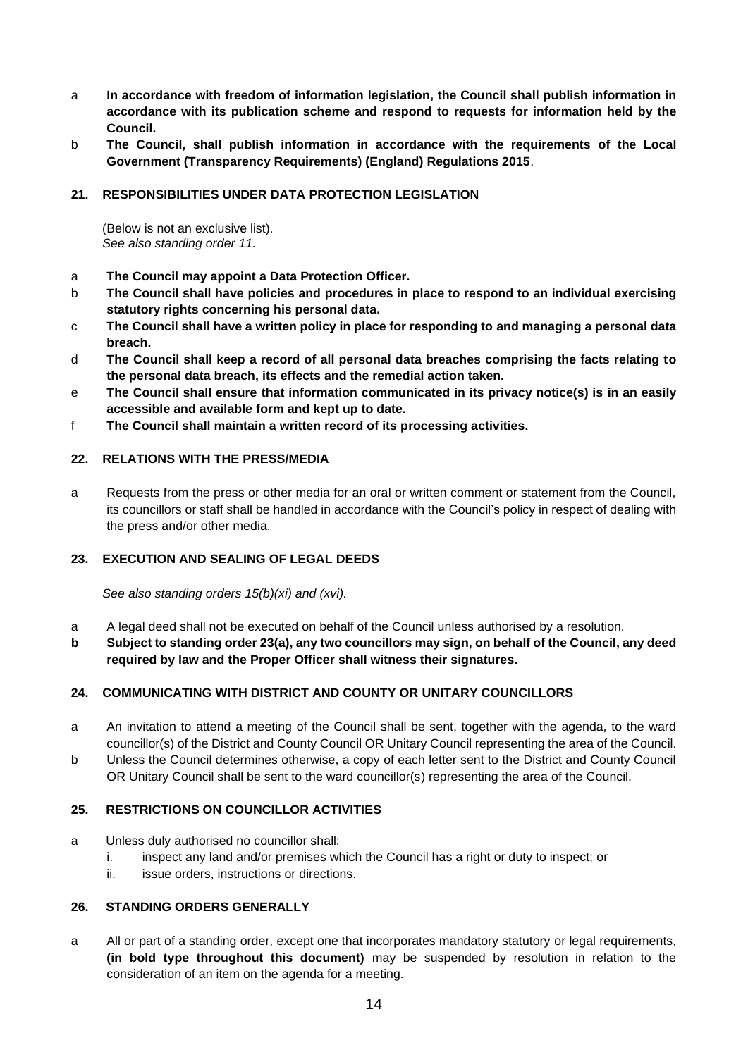a **In accordance with freedom of information legislation, the Council shall publish information in accordance with its publication scheme and respond to requests for information held by the Council.**

b **The Council, shall publish information in accordance with the requirements of the Local Government (Transparency Requirements) (England) Regulations 2015**.

## 21. RESPONSIBILITIES UNDER DATA PROTECTION LEGISLATION

(Below is not an exclusive list).
*See also standing order 11.*

a **The Council may appoint a Data Protection Officer.**

b **The Council shall have policies and procedures in place to respond to an individual exercising statutory rights concerning his personal data.**

c **The Council shall have a written policy in place for responding to and managing a personal data breach.**

d **The Council shall keep a record of all personal data breaches comprising the facts relating to the personal data breach, its effects and the remedial action taken.**

e **The Council shall ensure that information communicated in its privacy notice(s) is in an easily accessible and available form and kept up to date.**

f **The Council shall maintain a written record of its processing activities.**

## 22. RELATIONS WITH THE PRESS/MEDIA

a Requests from the press or other media for an oral or written comment or statement from the Council, its councillors or staff shall be handled in accordance with the Council's policy in respect of dealing with the press and/or other media.

## 23. EXECUTION AND SEALING OF LEGAL DEEDS

*See also standing orders 15(b)(xi) and (xvi).*

a A legal deed shall not be executed on behalf of the Council unless authorised by a resolution.

**b Subject to standing order 23(a), any two councillors may sign, on behalf of the Council, any deed required by law and the Proper Officer shall witness their signatures.**

## 24. COMMUNICATING WITH DISTRICT AND COUNTY OR UNITARY COUNCILLORS

a An invitation to attend a meeting of the Council shall be sent, together with the agenda, to the ward councillor(s) of the District and County Council OR Unitary Council representing the area of the Council.

b Unless the Council determines otherwise, a copy of each letter sent to the District and County Council OR Unitary Council shall be sent to the ward councillor(s) representing the area of the Council.

## 25. RESTRICTIONS ON COUNCILLOR ACTIVITIES

a Unless duly authorised no councillor shall:
   i. inspect any land and/or premises which the Council has a right or duty to inspect; or
   ii. issue orders, instructions or directions.

## 26. STANDING ORDERS GENERALLY

a All or part of a standing order, except one that incorporates mandatory statutory or legal requirements, **(in bold type throughout this document)** may be suspended by resolution in relation to the consideration of an item on the agenda for a meeting.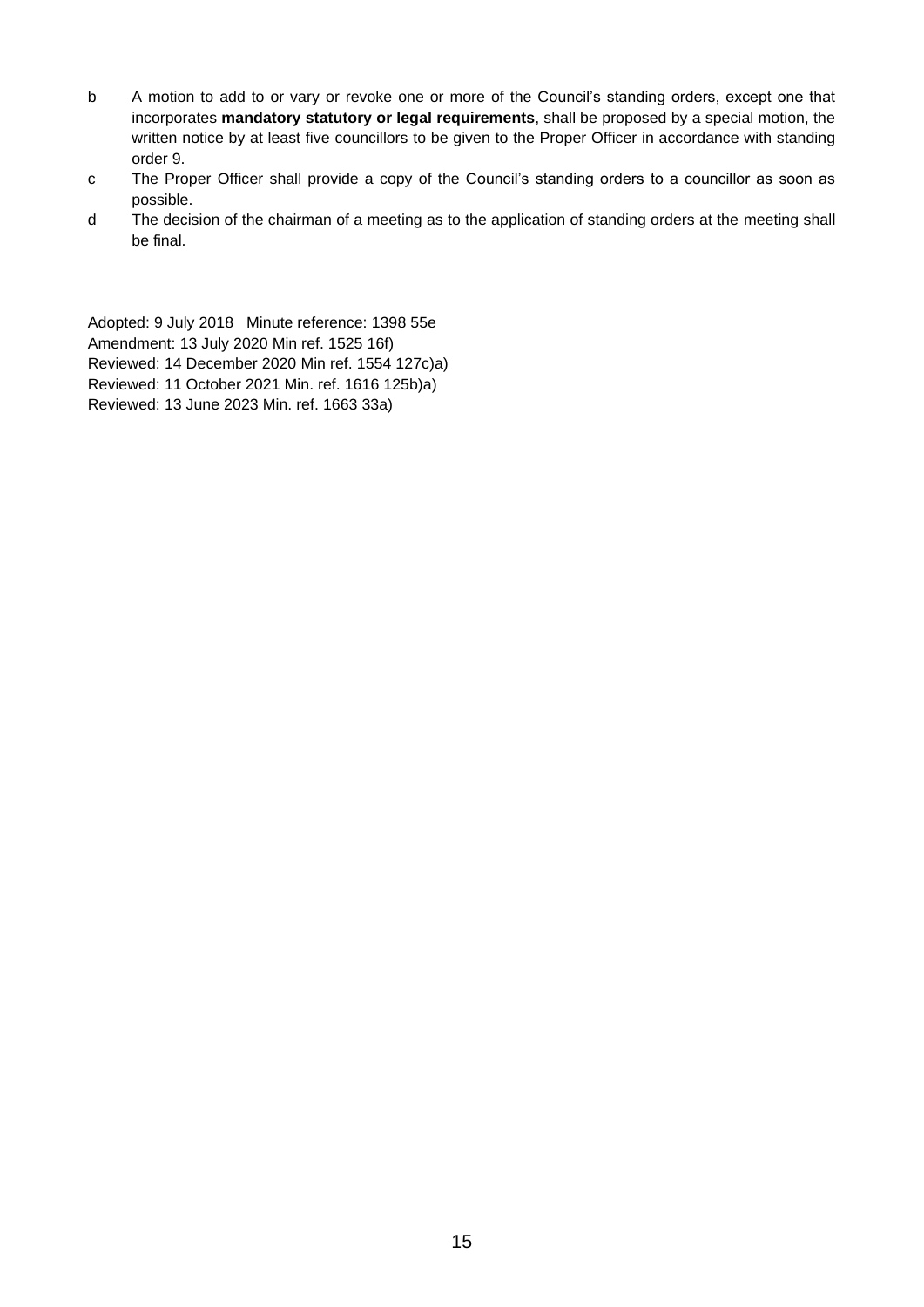b A motion to add to or vary or revoke one or more of the Council's standing orders, except one that incorporates **mandatory statutory or legal requirements**, shall be proposed by a special motion, the written notice by at least five councillors to be given to the Proper Officer in accordance with standing order 9.

c The Proper Officer shall provide a copy of the Council's standing orders to a councillor as soon as possible.

d The decision of the chairman of a meeting as to the application of standing orders at the meeting shall be final.

Adopted: 9 July 2018 Minute reference: 1398 55e
Amendment: 13 July 2020 Min ref. 1525 16f)
Reviewed: 14 December 2020 Min ref. 1554 127c)a)
Reviewed: 11 October 2021 Min. ref. 1616 125b)a)
Reviewed: 13 June 2023 Min. ref. 1663 33a)